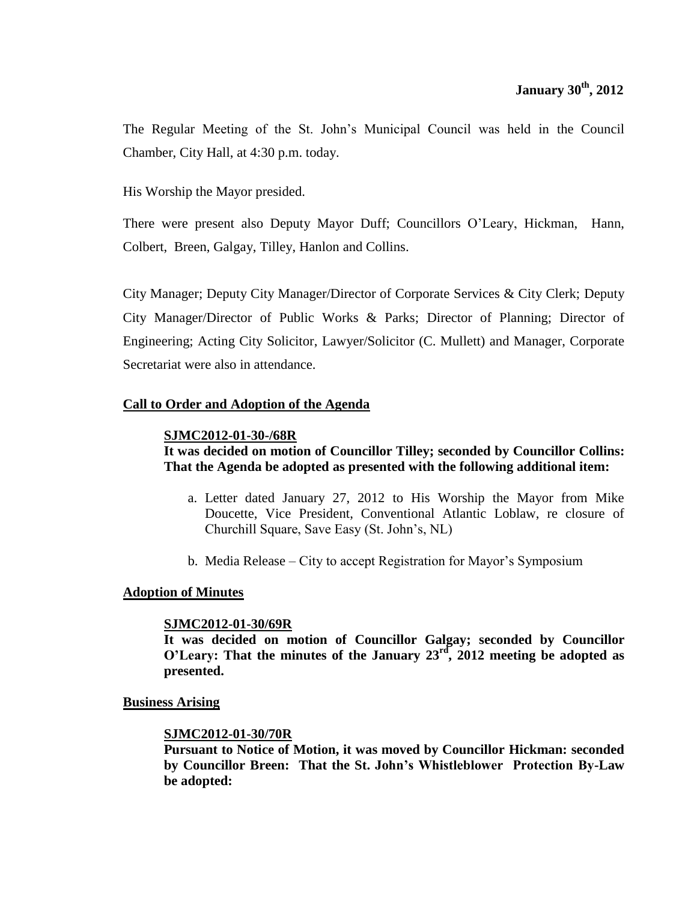**January 30th, 2012**

The Regular Meeting of the St. John's Municipal Council was held in the Council Chamber, City Hall, at 4:30 p.m. today.

His Worship the Mayor presided.

There were present also Deputy Mayor Duff; Councillors O'Leary, Hickman, Hann, Colbert, Breen, Galgay, Tilley, Hanlon and Collins.

City Manager; Deputy City Manager/Director of Corporate Services & City Clerk; Deputy City Manager/Director of Public Works & Parks; Director of Planning; Director of Engineering; Acting City Solicitor, Lawyer/Solicitor (C. Mullett) and Manager, Corporate Secretariat were also in attendance.

## Call to Order and Adoption of the Agenda

**SJMC2012-01-30-/68R**

**It was decided on motion of Councillor Tilley; seconded by Councillor Collins: That the Agenda be adopted as presented with the following additional item:**

a. Letter dated January 27, 2012 to His Worship the Mayor from Mike Doucette, Vice President, Conventional Atlantic Loblaw, re closure of Churchill Square, Save Easy (St. John's, NL)

b. Media Release – City to accept Registration for Mayor's Symposium

## Adoption of Minutes

**SJMC2012-01-30/69R**

**It was decided on motion of Councillor Galgay; seconded by Councillor O'Leary: That the minutes of the January 23rd, 2012 meeting be adopted as presented.**

## Business Arising

**SJMC2012-01-30/70R**

**Pursuant to Notice of Motion, it was moved by Councillor Hickman: seconded by Councillor Breen: That the St. John's Whistleblower Protection By-Law be adopted:**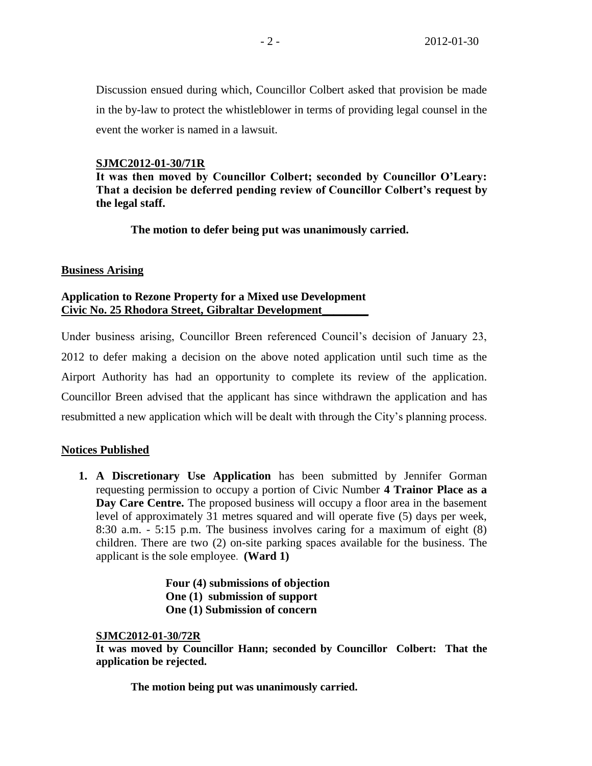Discussion ensued during which, Councillor Colbert asked that provision be made in the by-law to protect the whistleblower in terms of providing legal counsel in the event the worker is named in a lawsuit.

**SJMC2012-01-30/71R**

**It was then moved by Councillor Colbert; seconded by Councillor O'Leary: That a decision be deferred pending review of Councillor Colbert's request by the legal staff.**

**The motion to defer being put was unanimously carried.**

## Business Arising

**Application to Rezone Property for a Mixed use Development**
**Civic No. 25 Rhodora Street, Gibraltar Development**

Under business arising, Councillor Breen referenced Council's decision of January 23, 2012 to defer making a decision on the above noted application until such time as the Airport Authority has had an opportunity to complete its review of the application. Councillor Breen advised that the applicant has since withdrawn the application and has resubmitted a new application which will be dealt with through the City's planning process.

## Notices Published

1. **A Discretionary Use Application** has been submitted by Jennifer Gorman requesting permission to occupy a portion of Civic Number **4 Trainor Place as a Day Care Centre.** The proposed business will occupy a floor area in the basement level of approximately 31 metres squared and will operate five (5) days per week, 8:30 a.m. - 5:15 p.m. The business involves caring for a maximum of eight (8) children. There are two (2) on-site parking spaces available for the business. The applicant is the sole employee. **(Ward 1)**

   **Four (4) submissions of objection**
   **One (1) submission of support**
   **One (1) Submission of concern**

   **SJMC2012-01-30/72R**

   **It was moved by Councillor Hann; seconded by Councillor Colbert: That the application be rejected.**

   **The motion being put was unanimously carried.**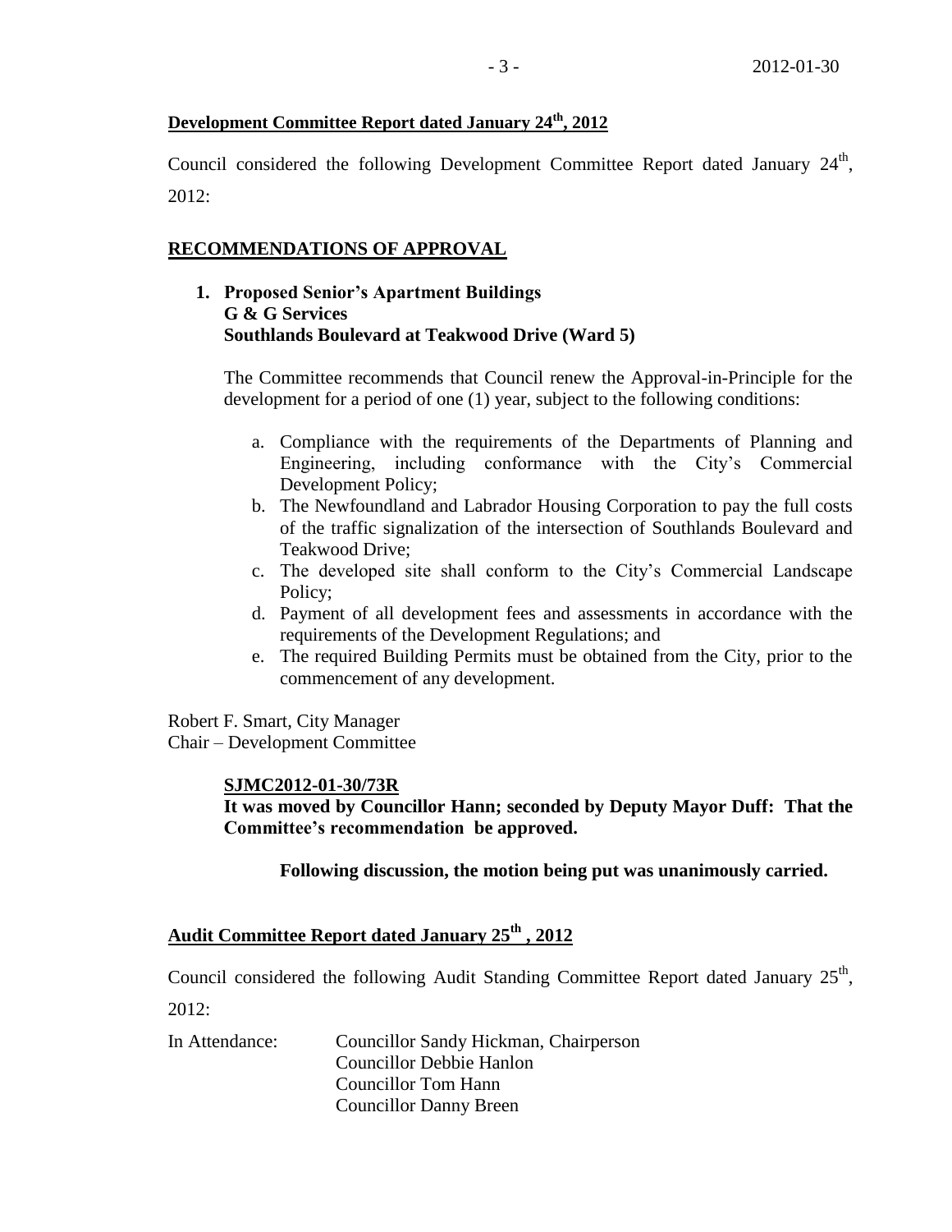**Development Committee Report dated January 24th, 2012**

Council considered the following Development Committee Report dated January 24th, 2012:

**RECOMMENDATIONS OF APPROVAL**

1. **Proposed Senior's Apartment Buildings**
   **G & G Services**
   **Southlands Boulevard at Teakwood Drive (Ward 5)**

   The Committee recommends that Council renew the Approval-in-Principle for the development for a period of one (1) year, subject to the following conditions:

   a. Compliance with the requirements of the Departments of Planning and Engineering, including conformance with the City's Commercial Development Policy;
   b. The Newfoundland and Labrador Housing Corporation to pay the full costs of the traffic signalization of the intersection of Southlands Boulevard and Teakwood Drive;
   c. The developed site shall conform to the City's Commercial Landscape Policy;
   d. Payment of all development fees and assessments in accordance with the requirements of the Development Regulations; and
   e. The required Building Permits must be obtained from the City, prior to the commencement of any development.

Robert F. Smart, City Manager
Chair – Development Committee

**SJMC2012-01-30/73R**
**It was moved by Councillor Hann; seconded by Deputy Mayor Duff: That the Committee's recommendation be approved.**

**Following discussion, the motion being put was unanimously carried.**

**Audit Committee Report dated January 25th , 2012**

Council considered the following Audit Standing Committee Report dated January 25th, 2012:

In Attendance: Councillor Sandy Hickman, Chairperson
Councillor Debbie Hanlon
Councillor Tom Hann
Councillor Danny Breen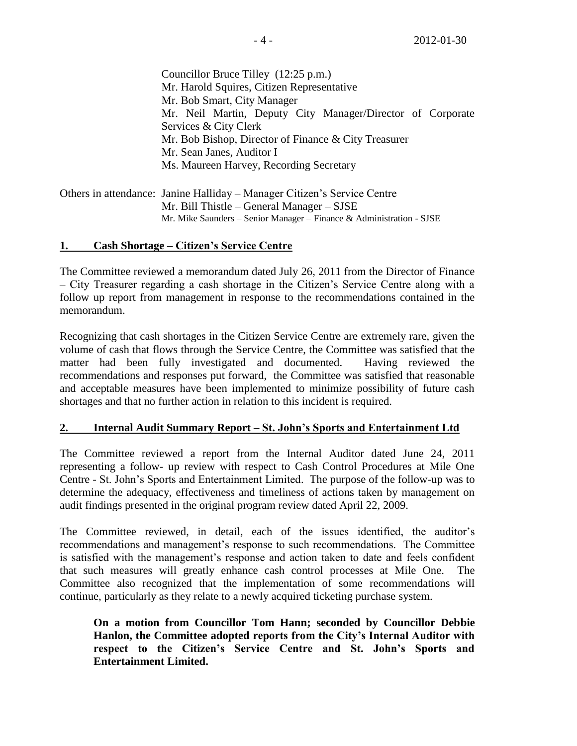Councillor Bruce Tilley (12:25 p.m.)
Mr. Harold Squires, Citizen Representative
Mr. Bob Smart, City Manager
Mr. Neil Martin, Deputy City Manager/Director of Corporate Services & City Clerk
Mr. Bob Bishop, Director of Finance & City Treasurer
Mr. Sean Janes, Auditor I
Ms. Maureen Harvey, Recording Secretary

Others in attendance: Janine Halliday – Manager Citizen's Service Centre
Mr. Bill Thistle – General Manager – SJSE
Mr. Mike Saunders – Senior Manager – Finance & Administration - SJSE

## 1. Cash Shortage – Citizen's Service Centre

The Committee reviewed a memorandum dated July 26, 2011 from the Director of Finance – City Treasurer regarding a cash shortage in the Citizen's Service Centre along with a follow up report from management in response to the recommendations contained in the memorandum.

Recognizing that cash shortages in the Citizen Service Centre are extremely rare, given the volume of cash that flows through the Service Centre, the Committee was satisfied that the matter had been fully investigated and documented. Having reviewed the recommendations and responses put forward, the Committee was satisfied that reasonable and acceptable measures have been implemented to minimize possibility of future cash shortages and that no further action in relation to this incident is required.

## 2. Internal Audit Summary Report – St. John's Sports and Entertainment Ltd

The Committee reviewed a report from the Internal Auditor dated June 24, 2011 representing a follow- up review with respect to Cash Control Procedures at Mile One Centre - St. John's Sports and Entertainment Limited. The purpose of the follow-up was to determine the adequacy, effectiveness and timeliness of actions taken by management on audit findings presented in the original program review dated April 22, 2009.

The Committee reviewed, in detail, each of the issues identified, the auditor's recommendations and management's response to such recommendations. The Committee is satisfied with the management's response and action taken to date and feels confident that such measures will greatly enhance cash control processes at Mile One. The Committee also recognized that the implementation of some recommendations will continue, particularly as they relate to a newly acquired ticketing purchase system.

**On a motion from Councillor Tom Hann; seconded by Councillor Debbie Hanlon, the Committee adopted reports from the City's Internal Auditor with respect to the Citizen's Service Centre and St. John's Sports and Entertainment Limited.**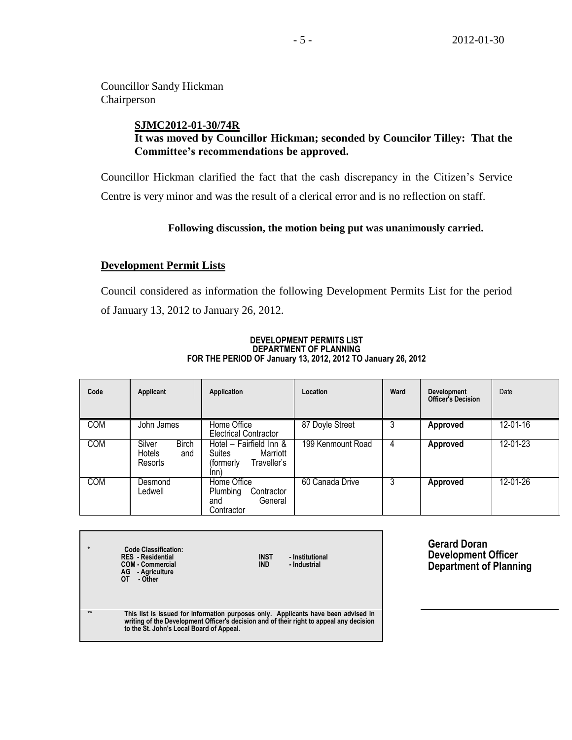Councillor Sandy Hickman
Chairperson

**SJMC2012-01-30/74R**
**It was moved by Councillor Hickman; seconded by Councilor Tilley: That the Committee's recommendations be approved.**

Councillor Hickman clarified the fact that the cash discrepancy in the Citizen's Service Centre is very minor and was the result of a clerical error and is no reflection on staff.

**Following discussion, the motion being put was unanimously carried.**

## Development Permit Lists

Council considered as information the following Development Permits List for the period of January 13, 2012 to January 26, 2012.

**DEVELOPMENT PERMITS LIST**
**DEPARTMENT OF PLANNING**
**FOR THE PERIOD OF January 13, 2012, 2012 TO January 26, 2012**

| Code | Applicant | Application | Location | Ward | Development Officer's Decision | Date |
|---|---|---|---|---|---|---|
| COM | John James | Home Office Electrical Contractor | 87 Doyle Street | 3 | **Approved** | 12-01-16 |
| COM | Silver Birch Hotels and Resorts | Hotel – Fairfield Inn & Suites Marriott (formerly Traveller's Inn) | 199 Kenmount Road | 4 | **Approved** | 12-01-23 |
| COM | Desmond Ledwell | Home Office Plumbing Contractor and General Contractor | 60 Canada Drive | 3 | **Approved** | 12-01-26 |

\* **Code Classification:**
**RES - Residential**
**COM - Commercial**
**AG - Agriculture**
**OT - Other**
**INST - Institutional**
**IND - Industrial**

\*\* **This list is issued for information purposes only. Applicants have been advised in writing of the Development Officer's decision and of their right to appeal any decision to the St. John's Local Board of Appeal.**

**Gerard Doran**
**Development Officer**
**Department of Planning**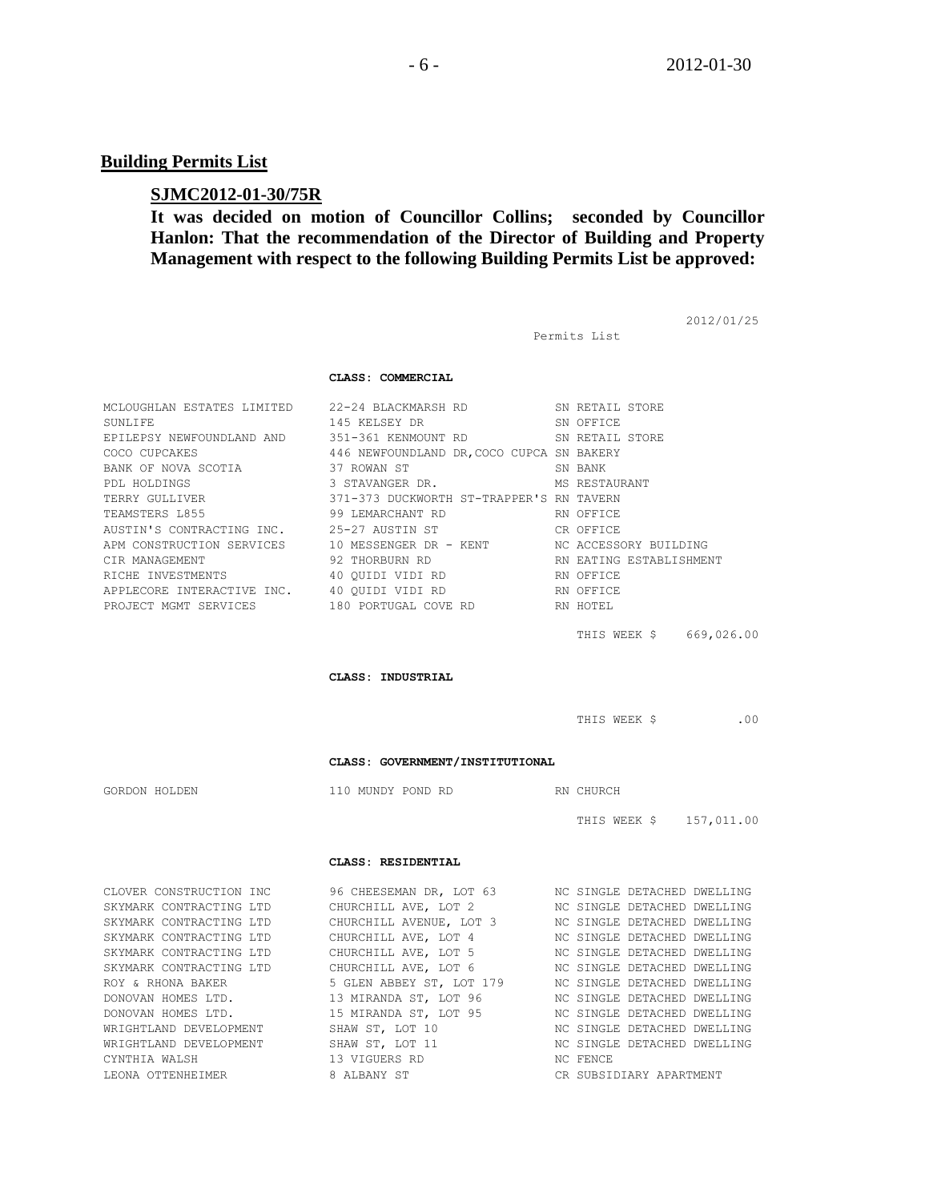## Building Permits List

### SJMC2012-01-30/75R

**It was decided on motion of Councillor Collins; seconded by Councillor Hanlon: That the recommendation of the Director of Building and Property Management with respect to the following Building Permits List be approved:**

2012/01/25

Permits List

**CLASS: COMMERCIAL**

| | | |
|---|---|---|
| MCLOUGHLAN ESTATES LIMITED | 22-24 BLACKMARSH RD | SN RETAIL STORE |
| SUNLIFE | 145 KELSEY DR | SN OFFICE |
| EPILEPSY NEWFOUNDLAND AND | 351-361 KENMOUNT RD | SN RETAIL STORE |
| COCO CUPCAKES | 446 NEWFOUNDLAND DR,COCO CUPCA | SN BAKERY |
| BANK OF NOVA SCOTIA | 37 ROWAN ST | SN BANK |
| PDL HOLDINGS | 3 STAVANGER DR. | MS RESTAURANT |
| TERRY GULLIVER | 371-373 DUCKWORTH ST-TRAPPER'S | RN TAVERN |
| TEAMSTERS L855 | 99 LEMARCHANT RD | RN OFFICE |
| AUSTIN'S CONTRACTING INC. | 25-27 AUSTIN ST | CR OFFICE |
| APM CONSTRUCTION SERVICES | 10 MESSENGER DR - KENT | NC ACCESSORY BUILDING |
| CIR MANAGEMENT | 92 THORBURN RD | RN EATING ESTABLISHMENT |
| RICHE INVESTMENTS | 40 QUIDI VIDI RD | RN OFFICE |
| APPLECORE INTERACTIVE INC. | 40 QUIDI VIDI RD | RN OFFICE |
| PROJECT MGMT SERVICES | 180 PORTUGAL COVE RD | RN HOTEL |

THIS WEEK $ 669,026.00

**CLASS: INDUSTRIAL**

THIS WEEK $ .00

**CLASS: GOVERNMENT/INSTITUTIONAL**

| | | |
|---|---|---|
| GORDON HOLDEN | 110 MUNDY POND RD | RN CHURCH |

THIS WEEK $ 157,011.00

**CLASS: RESIDENTIAL**

| | | |
|---|---|---|
| CLOVER CONSTRUCTION INC | 96 CHEESEMAN DR, LOT 63 | NC SINGLE DETACHED DWELLING |
| SKYMARK CONTRACTING LTD | CHURCHILL AVE, LOT 2 | NC SINGLE DETACHED DWELLING |
| SKYMARK CONTRACTING LTD | CHURCHILL AVENUE, LOT 3 | NC SINGLE DETACHED DWELLING |
| SKYMARK CONTRACTING LTD | CHURCHILL AVE, LOT 4 | NC SINGLE DETACHED DWELLING |
| SKYMARK CONTRACTING LTD | CHURCHILL AVE, LOT 5 | NC SINGLE DETACHED DWELLING |
| SKYMARK CONTRACTING LTD | CHURCHILL AVE, LOT 6 | NC SINGLE DETACHED DWELLING |
| ROY & RHONA BAKER | 5 GLEN ABBEY ST, LOT 179 | NC SINGLE DETACHED DWELLING |
| DONOVAN HOMES LTD. | 13 MIRANDA ST, LOT 96 | NC SINGLE DETACHED DWELLING |
| DONOVAN HOMES LTD. | 15 MIRANDA ST, LOT 95 | NC SINGLE DETACHED DWELLING |
| WRIGHTLAND DEVELOPMENT | SHAW ST, LOT 10 | NC SINGLE DETACHED DWELLING |
| WRIGHTLAND DEVELOPMENT | SHAW ST, LOT 11 | NC SINGLE DETACHED DWELLING |
| CYNTHIA WALSH | 13 VIGUERS RD | NC FENCE |
| LEONA OTTENHEIMER | 8 ALBANY ST | CR SUBSIDIARY APARTMENT |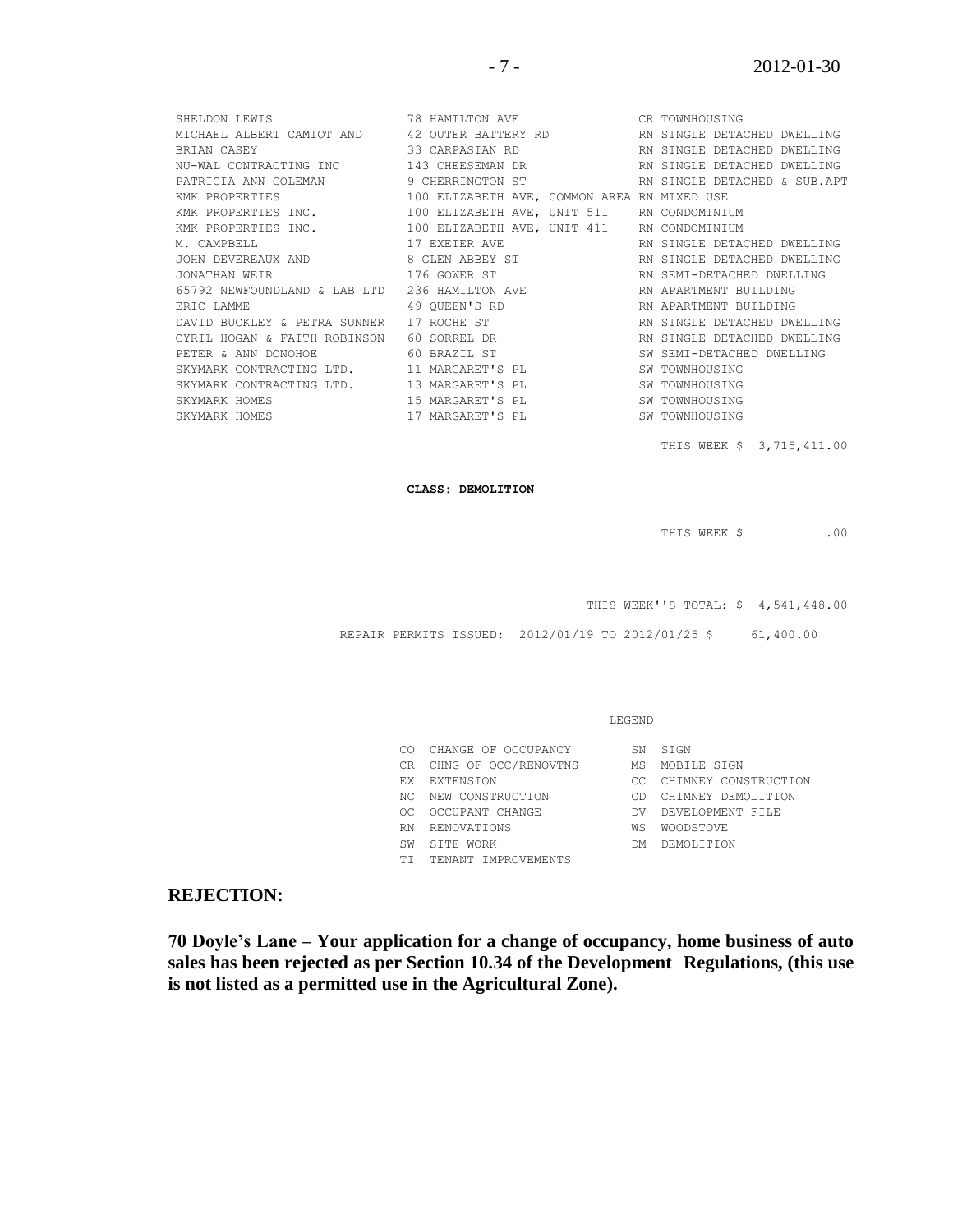| | | |
|---|---|---|
| SHELDON LEWIS | 78 HAMILTON AVE | CR TOWNHOUSING |
| MICHAEL ALBERT CAMIOT AND | 42 OUTER BATTERY RD | RN SINGLE DETACHED DWELLING |
| BRIAN CASEY | 33 CARPASIAN RD | RN SINGLE DETACHED DWELLING |
| NU-WAL CONTRACTING INC | 143 CHEESEMAN DR | RN SINGLE DETACHED DWELLING |
| PATRICIA ANN COLEMAN | 9 CHERRINGTON ST | RN SINGLE DETACHED & SUB.APT |
| KMK PROPERTIES | 100 ELIZABETH AVE, COMMON AREA | RN MIXED USE |
| KMK PROPERTIES INC. | 100 ELIZABETH AVE, UNIT 511 | RN CONDOMINIUM |
| KMK PROPERTIES INC. | 100 ELIZABETH AVE, UNIT 411 | RN CONDOMINIUM |
| M. CAMPBELL | 17 EXETER AVE | RN SINGLE DETACHED DWELLING |
| JOHN DEVEREAUX AND | 8 GLEN ABBEY ST | RN SINGLE DETACHED DWELLING |
| JONATHAN WEIR | 176 GOWER ST | RN SEMI-DETACHED DWELLING |
| 65792 NEWFOUNDLAND & LAB LTD | 236 HAMILTON AVE | RN APARTMENT BUILDING |
| ERIC LAMME | 49 QUEEN'S RD | RN APARTMENT BUILDING |
| DAVID BUCKLEY & PETRA SUNNER | 17 ROCHE ST | RN SINGLE DETACHED DWELLING |
| CYRIL HOGAN & FAITH ROBINSON | 60 SORREL DR | RN SINGLE DETACHED DWELLING |
| PETER & ANN DONOHOE | 60 BRAZIL ST | SW SEMI-DETACHED DWELLING |
| SKYMARK CONTRACTING LTD. | 11 MARGARET'S PL | SW TOWNHOUSING |
| SKYMARK CONTRACTING LTD. | 13 MARGARET'S PL | SW TOWNHOUSING |
| SKYMARK HOMES | 15 MARGARET'S PL | SW TOWNHOUSING |
| SKYMARK HOMES | 17 MARGARET'S PL | SW TOWNHOUSING |

THIS WEEK $ 3,715,411.00

**CLASS: DEMOLITION**

THIS WEEK $ .00

THIS WEEK''S TOTAL: $ 4,541,448.00

REPAIR PERMITS ISSUED: 2012/01/19 TO 2012/01/25 $ 61,400.00

LEGEND

| | | | |
|---|---|---|---|
| CO | CHANGE OF OCCUPANCY | SN | SIGN |
| CR | CHNG OF OCC/RENOVTNS | MS | MOBILE SIGN |
| EX | EXTENSION | CC | CHIMNEY CONSTRUCTION |
| NC | NEW CONSTRUCTION | CD | CHIMNEY DEMOLITION |
| OC | OCCUPANT CHANGE | DV | DEVELOPMENT FILE |
| RN | RENOVATIONS | WS | WOODSTOVE |
| SW | SITE WORK | DM | DEMOLITION |
| TI | TENANT IMPROVEMENTS | | |

## REJECTION:

**70 Doyle's Lane – Your application for a change of occupancy, home business of auto sales has been rejected as per Section 10.34 of the Development Regulations, (this use is not listed as a permitted use in the Agricultural Zone).**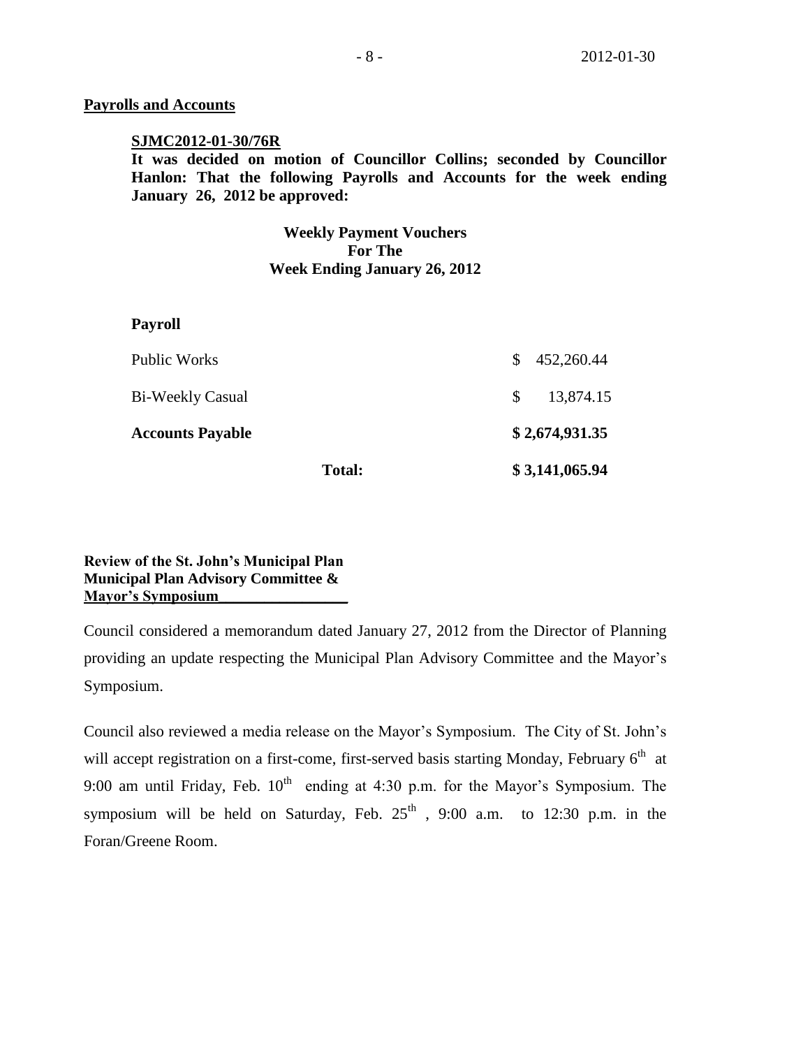**Payrolls and Accounts**

**SJMC2012-01-30/76R**
**It was decided on motion of Councillor Collins; seconded by Councillor Hanlon: That the following Payrolls and Accounts for the week ending January 26, 2012 be approved:**

**Weekly Payment Vouchers**
**For The**
**Week Ending January 26, 2012**

**Payroll**

| | | |
|---|---|---|
| Public Works | | $ 452,260.44 |
| Bi-Weekly Casual | | $ 13,874.15 |
| **Accounts Payable** | | **$ 2,674,931.35** |
| | **Total:** | **$ 3,141,065.94** |

**Review of the St. John's Municipal Plan**
**Municipal Plan Advisory Committee &**
**Mayor's Symposium**

Council considered a memorandum dated January 27, 2012 from the Director of Planning providing an update respecting the Municipal Plan Advisory Committee and the Mayor's Symposium.

Council also reviewed a media release on the Mayor's Symposium. The City of St. John's will accept registration on a first-come, first-served basis starting Monday, February 6th at 9:00 am until Friday, Feb. 10th ending at 4:30 p.m. for the Mayor's Symposium. The symposium will be held on Saturday, Feb. 25th, 9:00 a.m. to 12:30 p.m. in the Foran/Greene Room.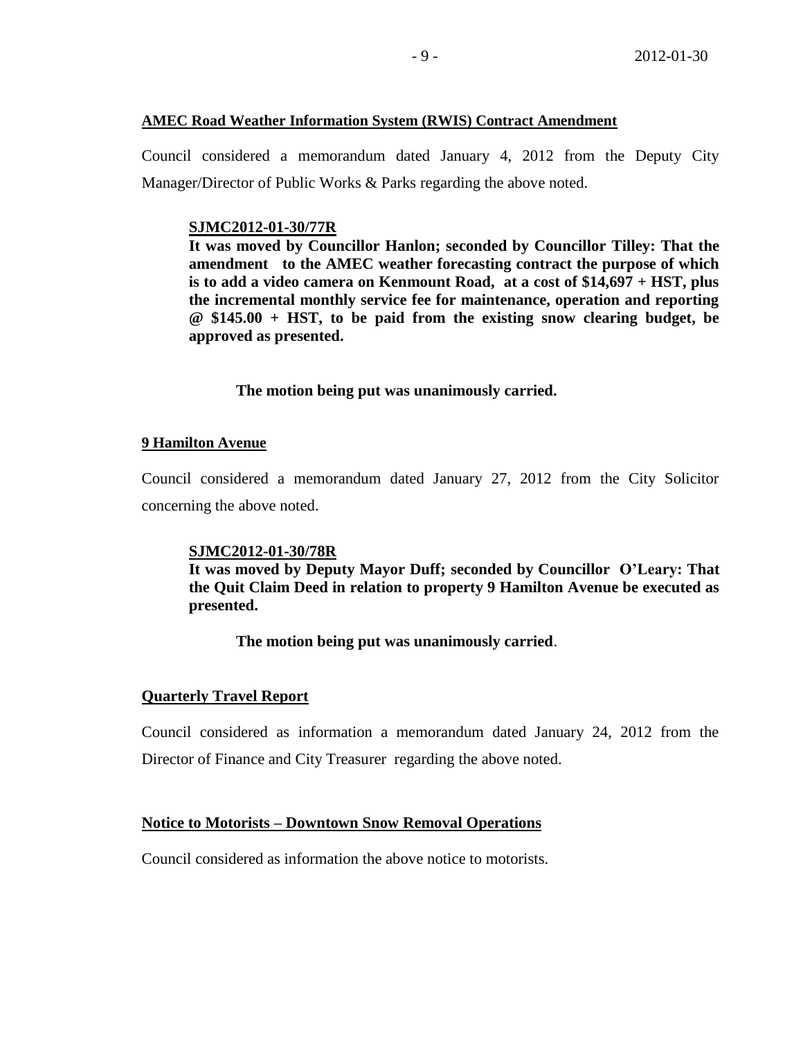**AMEC Road Weather Information System (RWIS) Contract Amendment**

Council considered a memorandum dated January 4, 2012 from the Deputy City Manager/Director of Public Works & Parks regarding the above noted.

> **SJMC2012-01-30/77R**
> **It was moved by Councillor Hanlon; seconded by Councillor Tilley: That the amendment to the AMEC weather forecasting contract the purpose of which is to add a video camera on Kenmount Road, at a cost of $14,697 + HST, plus the incremental monthly service fee for maintenance, operation and reporting @ $145.00 + HST, to be paid from the existing snow clearing budget, be approved as presented.**
>
> **The motion being put was unanimously carried.**

**9 Hamilton Avenue**

Council considered a memorandum dated January 27, 2012 from the City Solicitor concerning the above noted.

> **SJMC2012-01-30/78R**
> **It was moved by Deputy Mayor Duff; seconded by Councillor O'Leary: That the Quit Claim Deed in relation to property 9 Hamilton Avenue be executed as presented.**
>
> **The motion being put was unanimously carried**.

**Quarterly Travel Report**

Council considered as information a memorandum dated January 24, 2012 from the Director of Finance and City Treasurer regarding the above noted.

**Notice to Motorists – Downtown Snow Removal Operations**

Council considered as information the above notice to motorists.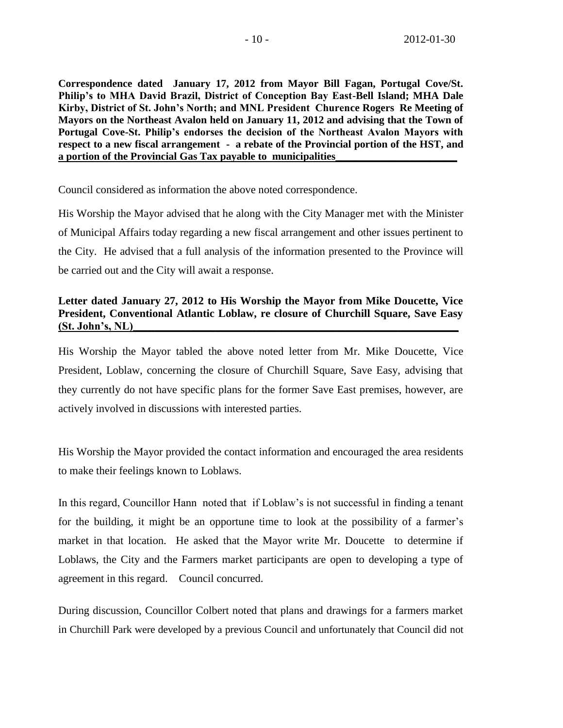**Correspondence dated January 17, 2012 from Mayor Bill Fagan, Portugal Cove/St. Philip's to MHA David Brazil, District of Conception Bay East-Bell Island; MHA Dale Kirby, District of St. John's North; and MNL President Churence Rogers Re Meeting of Mayors on the Northeast Avalon held on January 11, 2012 and advising that the Town of Portugal Cove-St. Philip's endorses the decision of the Northeast Avalon Mayors with respect to a new fiscal arrangement - a rebate of the Provincial portion of the HST, and a portion of the Provincial Gas Tax payable to municipalities**

Council considered as information the above noted correspondence.

His Worship the Mayor advised that he along with the City Manager met with the Minister of Municipal Affairs today regarding a new fiscal arrangement and other issues pertinent to the City. He advised that a full analysis of the information presented to the Province will be carried out and the City will await a response.

**Letter dated January 27, 2012 to His Worship the Mayor from Mike Doucette, Vice President, Conventional Atlantic Loblaw, re closure of Churchill Square, Save Easy (St. John's, NL)**

His Worship the Mayor tabled the above noted letter from Mr. Mike Doucette, Vice President, Loblaw, concerning the closure of Churchill Square, Save Easy, advising that they currently do not have specific plans for the former Save East premises, however, are actively involved in discussions with interested parties.

His Worship the Mayor provided the contact information and encouraged the area residents to make their feelings known to Loblaws.

In this regard, Councillor Hann noted that if Loblaw's is not successful in finding a tenant for the building, it might be an opportune time to look at the possibility of a farmer's market in that location. He asked that the Mayor write Mr. Doucette to determine if Loblaws, the City and the Farmers market participants are open to developing a type of agreement in this regard. Council concurred.

During discussion, Councillor Colbert noted that plans and drawings for a farmers market in Churchill Park were developed by a previous Council and unfortunately that Council did not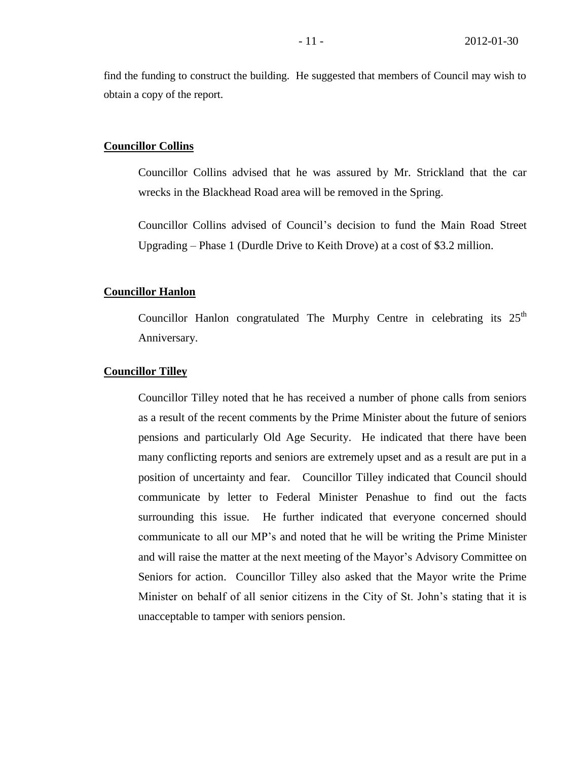find the funding to construct the building. He suggested that members of Council may wish to obtain a copy of the report.

**Councillor Collins**

Councillor Collins advised that he was assured by Mr. Strickland that the car wrecks in the Blackhead Road area will be removed in the Spring.

Councillor Collins advised of Council's decision to fund the Main Road Street Upgrading – Phase 1 (Durdle Drive to Keith Drove) at a cost of $3.2 million.

**Councillor Hanlon**

Councillor Hanlon congratulated The Murphy Centre in celebrating its 25th Anniversary.

**Councillor Tilley**

Councillor Tilley noted that he has received a number of phone calls from seniors as a result of the recent comments by the Prime Minister about the future of seniors pensions and particularly Old Age Security. He indicated that there have been many conflicting reports and seniors are extremely upset and as a result are put in a position of uncertainty and fear. Councillor Tilley indicated that Council should communicate by letter to Federal Minister Penashue to find out the facts surrounding this issue. He further indicated that everyone concerned should communicate to all our MP's and noted that he will be writing the Prime Minister and will raise the matter at the next meeting of the Mayor's Advisory Committee on Seniors for action. Councillor Tilley also asked that the Mayor write the Prime Minister on behalf of all senior citizens in the City of St. John's stating that it is unacceptable to tamper with seniors pension.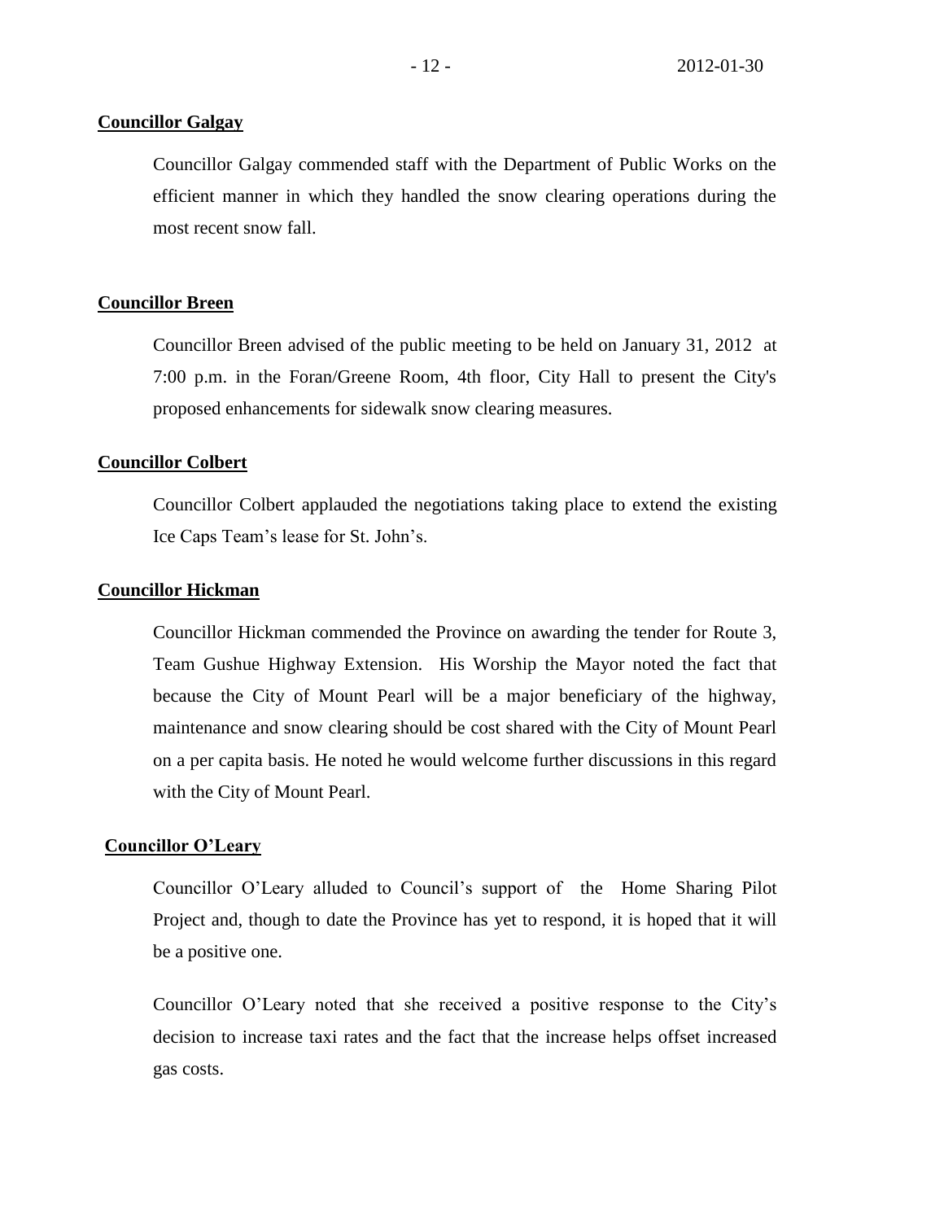**Councillor Galgay**

Councillor Galgay commended staff with the Department of Public Works on the efficient manner in which they handled the snow clearing operations during the most recent snow fall.

**Councillor Breen**

Councillor Breen advised of the public meeting to be held on January 31, 2012 at 7:00 p.m. in the Foran/Greene Room, 4th floor, City Hall to present the City's proposed enhancements for sidewalk snow clearing measures.

**Councillor Colbert**

Councillor Colbert applauded the negotiations taking place to extend the existing Ice Caps Team's lease for St. John's.

**Councillor Hickman**

Councillor Hickman commended the Province on awarding the tender for Route 3, Team Gushue Highway Extension. His Worship the Mayor noted the fact that because the City of Mount Pearl will be a major beneficiary of the highway, maintenance and snow clearing should be cost shared with the City of Mount Pearl on a per capita basis. He noted he would welcome further discussions in this regard with the City of Mount Pearl.

**Councillor O'Leary**

Councillor O'Leary alluded to Council's support of the Home Sharing Pilot Project and, though to date the Province has yet to respond, it is hoped that it will be a positive one.

Councillor O'Leary noted that she received a positive response to the City's decision to increase taxi rates and the fact that the increase helps offset increased gas costs.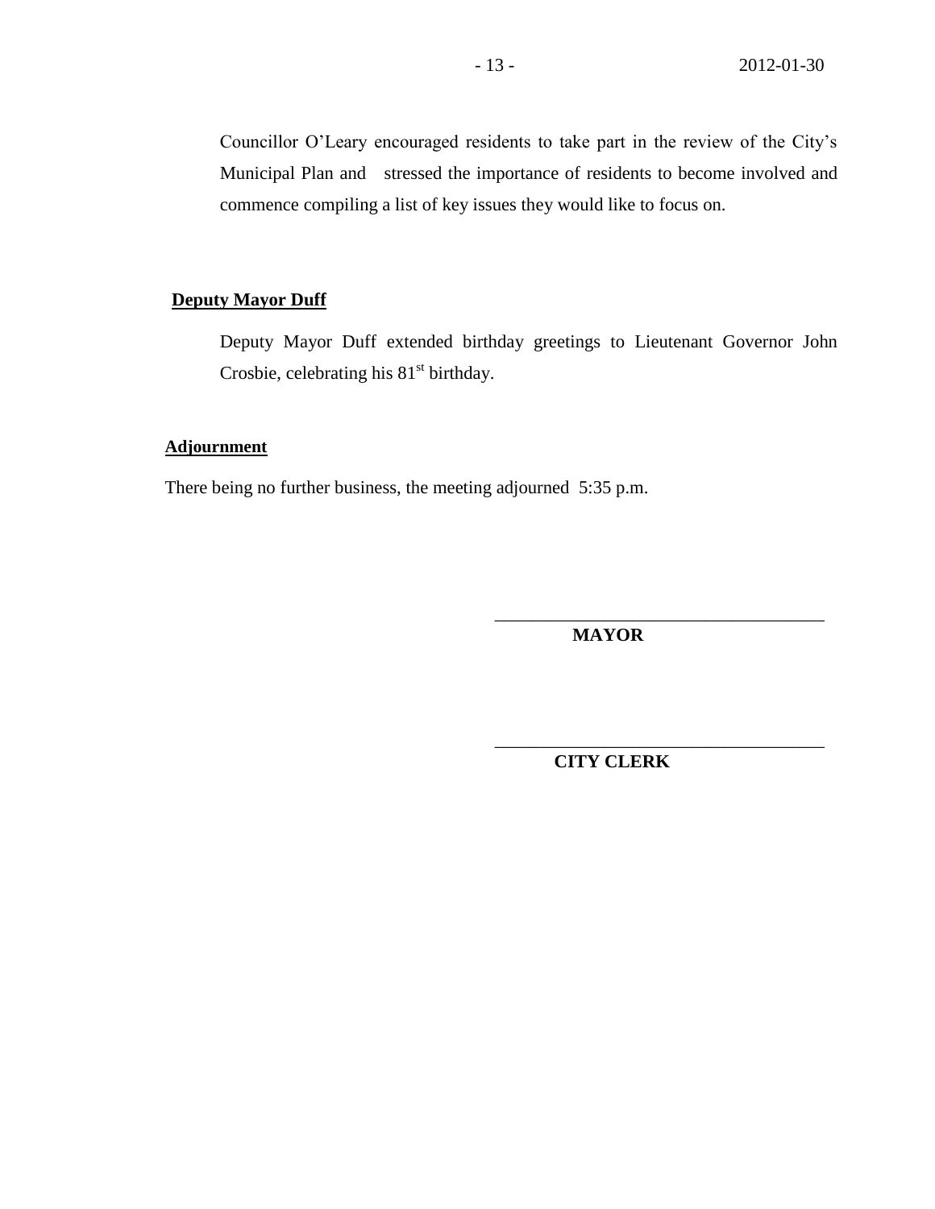Councillor O'Leary encouraged residents to take part in the review of the City's Municipal Plan and stressed the importance of residents to become involved and commence compiling a list of key issues they would like to focus on.

**Deputy Mayor Duff**

Deputy Mayor Duff extended birthday greetings to Lieutenant Governor John Crosbie, celebrating his 81st birthday.

**Adjournment**

There being no further business, the meeting adjourned 5:35 p.m.

\_\_\_\_\_\_\_\_\_\_\_\_\_\_\_\_\_\_\_\_\_\_\_\_\_\_\_\_\_\_\_\_\_\_\_\_

**MAYOR**

\_\_\_\_\_\_\_\_\_\_\_\_\_\_\_\_\_\_\_\_\_\_\_\_\_\_\_\_\_\_\_\_\_\_\_\_

**CITY CLERK**